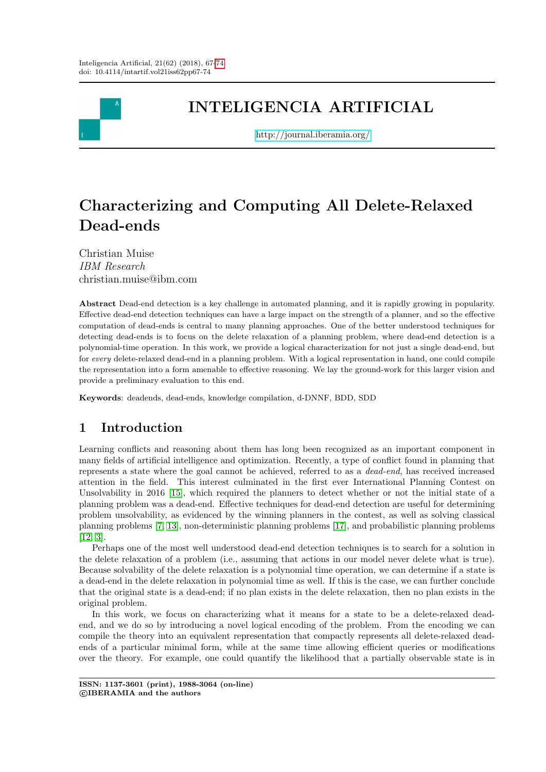# Characterizing and Computing All Delete-Relaxed Dead-ends

Christian Muise
*IBM Research*
christian.muise@ibm.com

**Abstract** Dead-end detection is a key challenge in automated planning, and it is rapidly growing in popularity. Effective dead-end detection techniques can have a large impact on the strength of a planner, and so the effective computation of dead-ends is central to many planning approaches. One of the better understood techniques for detecting dead-ends is to focus on the delete relaxation of a planning problem, where dead-end detection is a polynomial-time operation. In this work, we provide a logical characterization for not just a single dead-end, but for *every* delete-relaxed dead-end in a planning problem. With a logical representation in hand, one could compile the representation into a form amenable to effective reasoning. We lay the ground-work for this larger vision and provide a preliminary evaluation to this end.

**Keywords**: deadends, dead-ends, knowledge compilation, d-DNNF, BDD, SDD

## 1 Introduction

Learning conflicts and reasoning about them has long been recognized as an important component in many fields of artificial intelligence and optimization. Recently, a type of conflict found in planning that represents a state where the goal cannot be achieved, referred to as a *dead-end*, has received increased attention in the field. This interest culminated in the first ever International Planning Contest on Unsolvability in 2016 [15], which required the planners to detect whether or not the initial state of a planning problem was a dead-end. Effective techniques for dead-end detection are useful for determining problem unsolvability, as evidenced by the winning planners in the contest, as well as solving classical planning problems [7, 13], non-deterministic planning problems [17], and probabilistic planning problems [12, 3].

Perhaps one of the most well understood dead-end detection techniques is to search for a solution in the delete relaxation of a problem (i.e., assuming that actions in our model never delete what is true). Because solvability of the delete relaxation is a polynomial time operation, we can determine if a state is a dead-end in the delete relaxation in polynomial time as well. If this is the case, we can further conclude that the original state is a dead-end; if no plan exists in the delete relaxation, then no plan exists in the original problem.

In this work, we focus on characterizing what it means for a state to be a delete-relaxed dead-end, and we do so by introducing a novel logical encoding of the problem. From the encoding we can compile the theory into an equivalent representation that compactly represents all delete-relaxed dead-ends of a particular minimal form, while at the same time allowing efficient queries or modifications over the theory. For example, one could quantify the likelihood that a partially observable state is in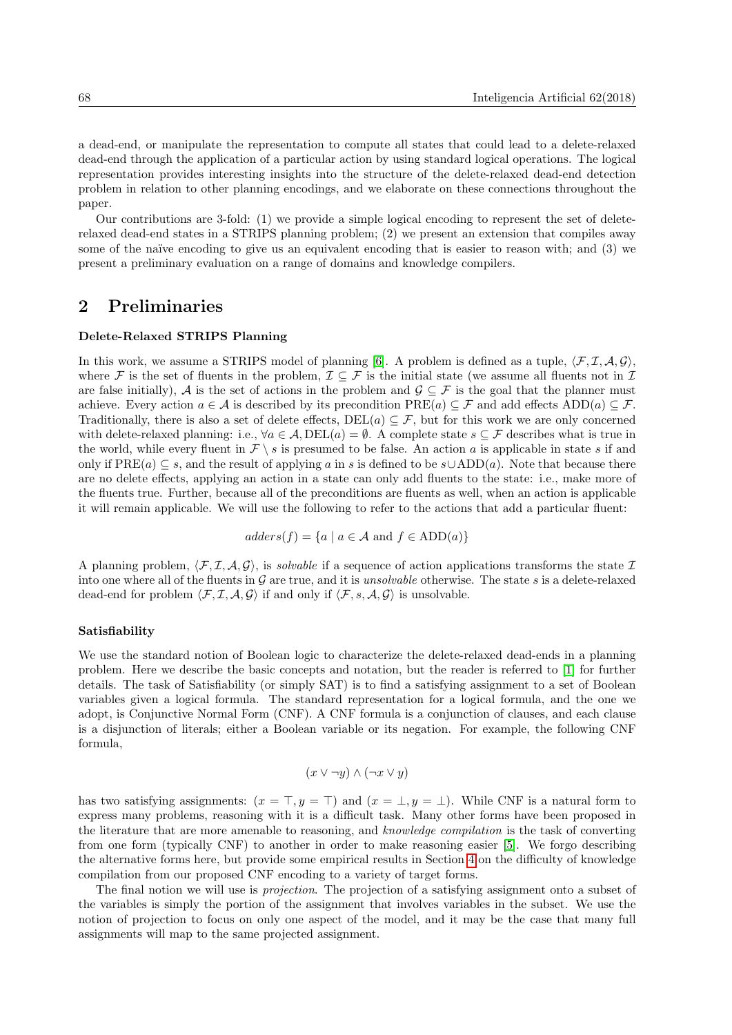a dead-end, or manipulate the representation to compute all states that could lead to a delete-relaxed dead-end through the application of a particular action by using standard logical operations. The logical representation provides interesting insights into the structure of the delete-relaxed dead-end detection problem in relation to other planning encodings, and we elaborate on these connections throughout the paper.

Our contributions are 3-fold: (1) we provide a simple logical encoding to represent the set of delete-relaxed dead-end states in a STRIPS planning problem; (2) we present an extension that compiles away some of the naïve encoding to give us an equivalent encoding that is easier to reason with; and (3) we present a preliminary evaluation on a range of domains and knowledge compilers.

## 2 Preliminaries

**Delete-Relaxed STRIPS Planning**

In this work, we assume a STRIPS model of planning [6]. A problem is defined as a tuple, $\langle \mathcal{F}, \mathcal{I}, \mathcal{A}, \mathcal{G} \rangle$, where $\mathcal{F}$ is the set of fluents in the problem, $\mathcal{I} \subseteq \mathcal{F}$ is the initial state (we assume all fluents not in $\mathcal{I}$ are false initially), $\mathcal{A}$ is the set of actions in the problem and $\mathcal{G} \subseteq \mathcal{F}$ is the goal that the planner must achieve. Every action $a \in \mathcal{A}$ is described by its precondition $\text{PRE}(a) \subseteq \mathcal{F}$ and add effects $\text{ADD}(a) \subseteq \mathcal{F}$. Traditionally, there is also a set of delete effects, $\text{DEL}(a) \subseteq \mathcal{F}$, but for this work we are only concerned with delete-relaxed planning: i.e., $\forall a \in \mathcal{A}, \text{DEL}(a) = \emptyset$. A complete state $s \subseteq \mathcal{F}$ describes what is true in the world, while every fluent in $\mathcal{F} \setminus s$ is presumed to be false. An action $a$ is applicable in state $s$ if and only if $\text{PRE}(a) \subseteq s$, and the result of applying $a$ in $s$ is defined to be $s \cup \text{ADD}(a)$. Note that because there are no delete effects, applying an action in a state can only add fluents to the state: i.e., make more of the fluents true. Further, because all of the preconditions are fluents as well, when an action is applicable it will remain applicable. We will use the following to refer to the actions that add a particular fluent:

$$adders(f) = \{a \mid a \in \mathcal{A} \text{ and } f \in \text{ADD}(a)\}$$

A planning problem, $\langle \mathcal{F}, \mathcal{I}, \mathcal{A}, \mathcal{G} \rangle$, is *solvable* if a sequence of action applications transforms the state $\mathcal{I}$ into one where all of the fluents in $\mathcal{G}$ are true, and it is *unsolvable* otherwise. The state $s$ is a delete-relaxed dead-end for problem $\langle \mathcal{F}, \mathcal{I}, \mathcal{A}, \mathcal{G} \rangle$ if and only if $\langle \mathcal{F}, s, \mathcal{A}, \mathcal{G} \rangle$ is unsolvable.

**Satisfiability**

We use the standard notion of Boolean logic to characterize the delete-relaxed dead-ends in a planning problem. Here we describe the basic concepts and notation, but the reader is referred to [1] for further details. The task of Satisfiability (or simply SAT) is to find a satisfying assignment to a set of Boolean variables given a logical formula. The standard representation for a logical formula, and the one we adopt, is Conjunctive Normal Form (CNF). A CNF formula is a conjunction of clauses, and each clause is a disjunction of literals; either a Boolean variable or its negation. For example, the following CNF formula,

$$(x \vee \neg y) \wedge (\neg x \vee y)$$

has two satisfying assignments: $(x = \top, y = \top)$ and $(x = \bot, y = \bot)$. While CNF is a natural form to express many problems, reasoning with it is a difficult task. Many other forms have been proposed in the literature that are more amenable to reasoning, and *knowledge compilation* is the task of converting from one form (typically CNF) to another in order to make reasoning easier [5]. We forgo describing the alternative forms here, but provide some empirical results in Section 4 on the difficulty of knowledge compilation from our proposed CNF encoding to a variety of target forms.

The final notion we will use is *projection*. The projection of a satisfying assignment onto a subset of the variables is simply the portion of the assignment that involves variables in the subset. We use the notion of projection to focus on only one aspect of the model, and it may be the case that many full assignments will map to the same projected assignment.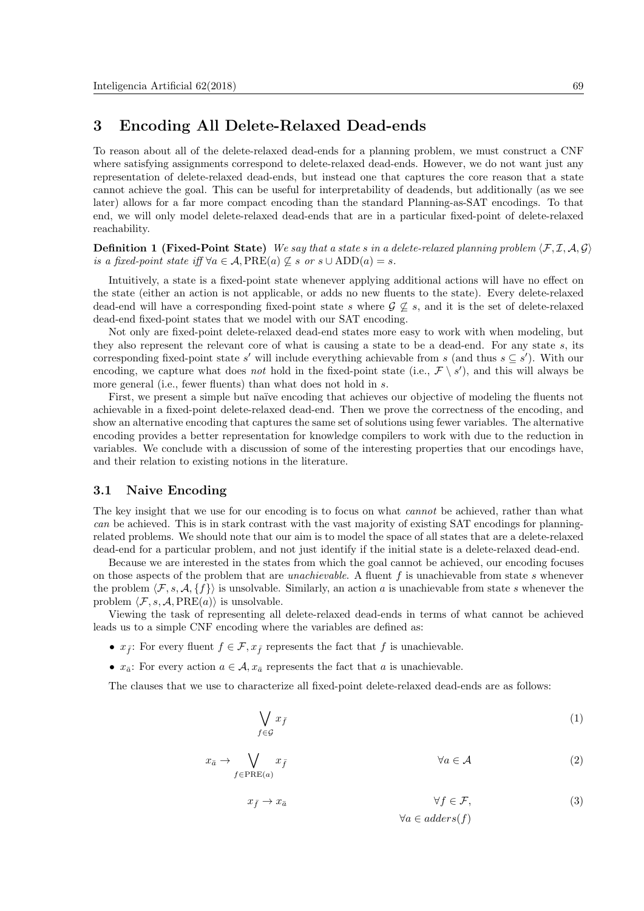## 3 Encoding All Delete-Relaxed Dead-ends

To reason about all of the delete-relaxed dead-ends for a planning problem, we must construct a CNF where satisfying assignments correspond to delete-relaxed dead-ends. However, we do not want just any representation of delete-relaxed dead-ends, but instead one that captures the core reason that a state cannot achieve the goal. This can be useful for interpretability of deadends, but additionally (as we see later) allows for a far more compact encoding than the standard Planning-as-SAT encodings. To that end, we will only model delete-relaxed dead-ends that are in a particular fixed-point of delete-relaxed reachability.

**Definition 1 (Fixed-Point State)** *We say that a state $s$ in a delete-relaxed planning problem $\langle \mathcal{F}, \mathcal{I}, \mathcal{A}, \mathcal{G} \rangle$ is a fixed-point state iff $\forall a \in \mathcal{A}, \text{PRE}(a) \not\subseteq s$ or $s \cup \text{ADD}(a) = s$.*

Intuitively, a state is a fixed-point state whenever applying additional actions will have no effect on the state (either an action is not applicable, or adds no new fluents to the state). Every delete-relaxed dead-end will have a corresponding fixed-point state $s$ where $\mathcal{G} \not\subseteq s$, and it is the set of delete-relaxed dead-end fixed-point states that we model with our SAT encoding.

Not only are fixed-point delete-relaxed dead-end states more easy to work with when modeling, but they also represent the relevant core of what is causing a state to be a dead-end. For any state $s$, its corresponding fixed-point state $s'$ will include everything achievable from $s$ (and thus $s \subseteq s'$). With our encoding, we capture what does *not* hold in the fixed-point state (i.e., $\mathcal{F} \setminus s'$), and this will always be more general (i.e., fewer fluents) than what does not hold in $s$.

First, we present a simple but naïve encoding that achieves our objective of modeling the fluents not achievable in a fixed-point delete-relaxed dead-end. Then we prove the correctness of the encoding, and show an alternative encoding that captures the same set of solutions using fewer variables. The alternative encoding provides a better representation for knowledge compilers to work with due to the reduction in variables. We conclude with a discussion of some of the interesting properties that our encodings have, and their relation to existing notions in the literature.

### 3.1 Naive Encoding

The key insight that we use for our encoding is to focus on what *cannot* be achieved, rather than what *can* be achieved. This is in stark contrast with the vast majority of existing SAT encodings for planning-related problems. We should note that our aim is to model the space of all states that are a delete-relaxed dead-end for a particular problem, and not just identify if the initial state is a delete-relaxed dead-end.

Because we are interested in the states from which the goal cannot be achieved, our encoding focuses on those aspects of the problem that are *unachievable*. A fluent $f$ is unachievable from state $s$ whenever the problem $\langle \mathcal{F}, s, \mathcal{A}, \{f\} \rangle$ is unsolvable. Similarly, an action $a$ is unachievable from state $s$ whenever the problem $\langle \mathcal{F}, s, \mathcal{A}, \text{PRE}(a) \rangle$ is unsolvable.

Viewing the task of representing all delete-relaxed dead-ends in terms of what cannot be achieved leads us to a simple CNF encoding where the variables are defined as:

- $x_{\bar{f}}$: For every fluent $f \in \mathcal{F}$, $x_{\bar{f}}$ represents the fact that $f$ is unachievable.
- $x_{\bar{a}}$: For every action $a \in \mathcal{A}$, $x_{\bar{a}}$ represents the fact that $a$ is unachievable.

The clauses that we use to characterize all fixed-point delete-relaxed dead-ends are as follows:

$$\bigvee_{f \in \mathcal{G}} x_{\bar{f}} \tag{1}$$

$$x_{\bar{a}} \rightarrow \bigvee_{f \in \text{PRE}(a)} x_{\bar{f}} \qquad \forall a \in \mathcal{A} \tag{2}$$

$$x_{\bar{f}} \rightarrow x_{\bar{a}} \qquad \forall f \in \mathcal{F}, \; \forall a \in adders(f) \tag{3}$$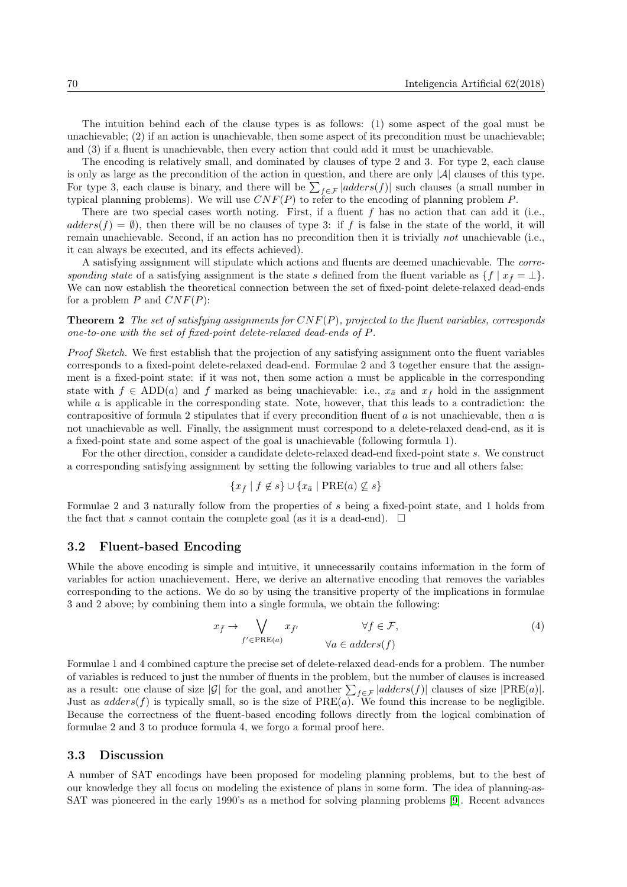The intuition behind each of the clause types is as follows: (1) some aspect of the goal must be unachievable; (2) if an action is unachievable, then some aspect of its precondition must be unachievable; and (3) if a fluent is unachievable, then every action that could add it must be unachievable.

The encoding is relatively small, and dominated by clauses of type 2 and 3. For type 2, each clause is only as large as the precondition of the action in question, and there are only $|\mathcal{A}|$ clauses of this type. For type 3, each clause is binary, and there will be $\sum_{f \in \mathcal{F}} |adders(f)|$ such clauses (a small number in typical planning problems). We will use $CNF(P)$ to refer to the encoding of planning problem $P$.

There are two special cases worth noting. First, if a fluent $f$ has no action that can add it (i.e., $adders(f) = \emptyset$), then there will be no clauses of type 3: if $f$ is false in the state of the world, it will remain unachievable. Second, if an action has no precondition then it is trivially *not* unachievable (i.e., it can always be executed, and its effects achieved).

A satisfying assignment will stipulate which actions and fluents are deemed unachievable. The *corresponding state* of a satisfying assignment is the state $s$ defined from the fluent variable as $\{f \mid x_{\bar{f}} = \bot\}$. We can now establish the theoretical connection between the set of fixed-point delete-relaxed dead-ends for a problem $P$ and $CNF(P)$:

**Theorem 2** *The set of satisfying assignments for $CNF(P)$, projected to the fluent variables, corresponds one-to-one with the set of fixed-point delete-relaxed dead-ends of $P$.*

*Proof Sketch.* We first establish that the projection of any satisfying assignment onto the fluent variables corresponds to a fixed-point delete-relaxed dead-end. Formulae 2 and 3 together ensure that the assignment is a fixed-point state: if it was not, then some action $a$ must be applicable in the corresponding state with $f \in \text{ADD}(a)$ and $f$ marked as being unachievable: i.e., $x_{\bar{a}}$ and $x_{\bar{f}}$ hold in the assignment while $a$ is applicable in the corresponding state. Note, however, that this leads to a contradiction: the contrapositive of formula 2 stipulates that if every precondition fluent of $a$ is not unachievable, then $a$ is not unachievable as well. Finally, the assignment must correspond to a delete-relaxed dead-end, as it is a fixed-point state and some aspect of the goal is unachievable (following formula 1).

For the other direction, consider a candidate delete-relaxed dead-end fixed-point state $s$. We construct a corresponding satisfying assignment by setting the following variables to true and all others false:

$$\{x_{\bar{f}} \mid f \notin s\} \cup \{x_{\bar{a}} \mid \text{PRE}(a) \not\subseteq s\}$$

Formulae 2 and 3 naturally follow from the properties of $s$ being a fixed-point state, and 1 holds from the fact that $s$ cannot contain the complete goal (as it is a dead-end). $\square$

### 3.2 Fluent-based Encoding

While the above encoding is simple and intuitive, it unnecessarily contains information in the form of variables for action unachievement. Here, we derive an alternative encoding that removes the variables corresponding to the actions. We do so by using the transitive property of the implications in formulae 3 and 2 above; by combining them into a single formula, we obtain the following:

$$x_{\bar{f}} \rightarrow \bigvee_{f' \in \text{PRE}(a)} x_{\bar{f'}} \qquad \begin{array}{c} \forall f \in \mathcal{F}, \\ \forall a \in adders(f) \end{array} \tag{4}$$

Formulae 1 and 4 combined capture the precise set of delete-relaxed dead-ends for a problem. The number of variables is reduced to just the number of fluents in the problem, but the number of clauses is increased as a result: one clause of size $|\mathcal{G}|$ for the goal, and another $\sum_{f \in \mathcal{F}} |adders(f)|$ clauses of size $|\text{PRE}(a)|$. Just as $adders(f)$ is typically small, so is the size of $\text{PRE}(a)$. We found this increase to be negligible. Because the correctness of the fluent-based encoding follows directly from the logical combination of formulae 2 and 3 to produce formula 4, we forgo a formal proof here.

### 3.3 Discussion

A number of SAT encodings have been proposed for modeling planning problems, but to the best of our knowledge they all focus on modeling the existence of plans in some form. The idea of planning-as-SAT was pioneered in the early 1990's as a method for solving planning problems [9]. Recent advances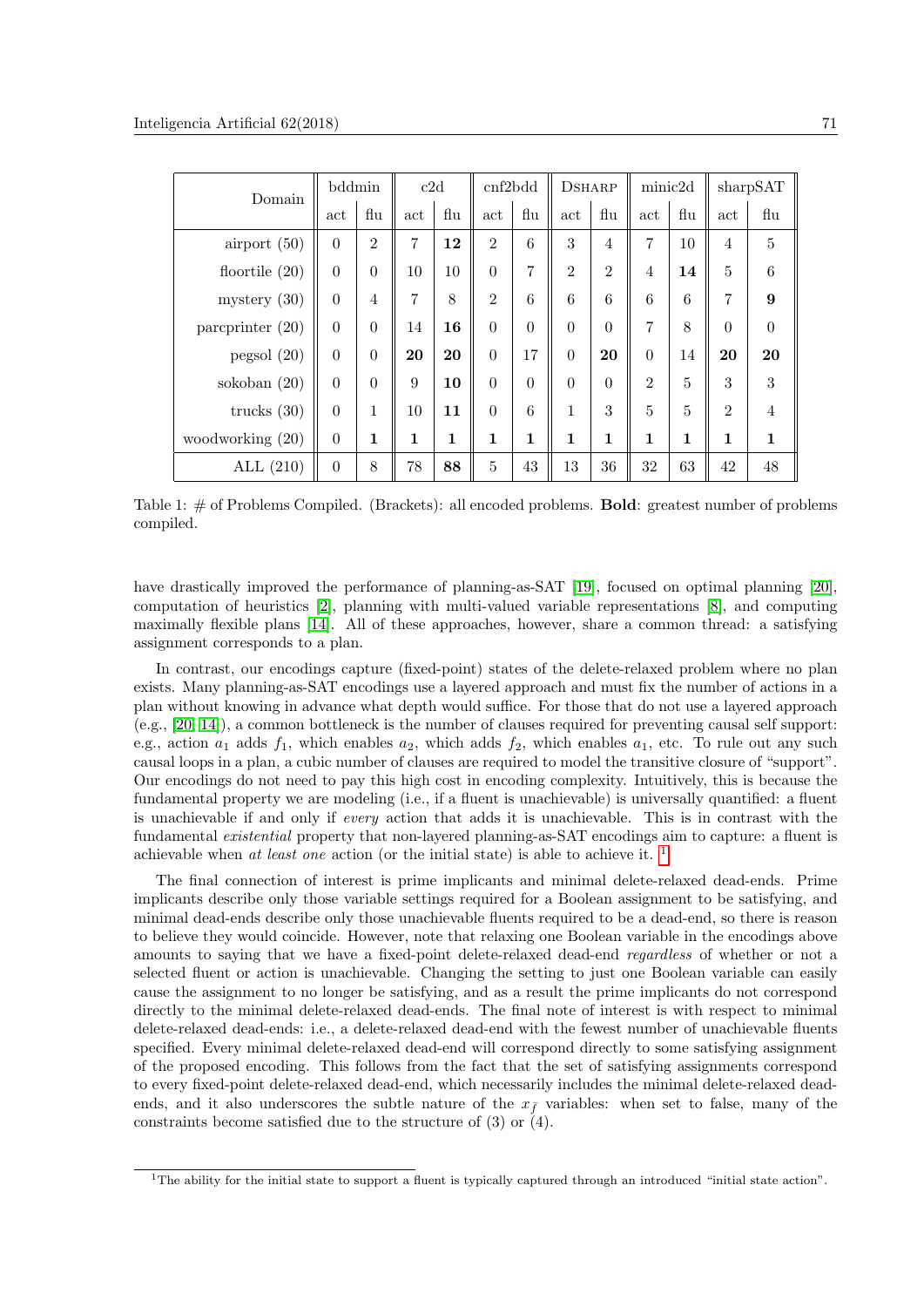| Domain | bddmin | | c2d | | cnf2bdd | | DSHARP | | minic2d | | sharpSAT | |
|---|---|---|---|---|---|---|---|---|---|---|---|---|
| | act | flu | act | flu | act | flu | act | flu | act | flu | act | flu |
| airport (50) | 0 | 2 | 7 | **12** | 2 | 6 | 3 | 4 | 7 | 10 | 4 | 5 |
| floortile (20) | 0 | 0 | 10 | 10 | 0 | 7 | 2 | 2 | 4 | **14** | 5 | 6 |
| mystery (30) | 0 | 4 | 7 | 8 | 2 | 6 | 6 | 6 | 6 | 6 | 7 | **9** |
| parcprinter (20) | 0 | 0 | 14 | **16** | 0 | 0 | 0 | 0 | 7 | 8 | 0 | 0 |
| pegsol (20) | 0 | 0 | **20** | **20** | 0 | 17 | 0 | **20** | 0 | 14 | **20** | **20** |
| sokoban (20) | 0 | 0 | 9 | **10** | 0 | 0 | 0 | 0 | 2 | 5 | 3 | 3 |
| trucks (30) | 0 | 1 | 10 | **11** | 0 | 6 | 1 | 3 | 5 | 5 | 2 | 4 |
| woodworking (20) | 0 | **1** | **1** | **1** | **1** | **1** | **1** | **1** | **1** | **1** | **1** | **1** |
| ALL (210) | 0 | 8 | 78 | **88** | 5 | 43 | 13 | 36 | 32 | 63 | 42 | 48 |

Table 1: # of Problems Compiled. (Brackets): all encoded problems. **Bold**: greatest number of problems compiled.

have drastically improved the performance of planning-as-SAT [19], focused on optimal planning [20], computation of heuristics [2], planning with multi-valued variable representations [8], and computing maximally flexible plans [14]. All of these approaches, however, share a common thread: a satisfying assignment corresponds to a plan.

In contrast, our encodings capture (fixed-point) states of the delete-relaxed problem where no plan exists. Many planning-as-SAT encodings use a layered approach and must fix the number of actions in a plan without knowing in advance what depth would suffice. For those that do not use a layered approach (e.g., [20, 14]), a common bottleneck is the number of clauses required for preventing causal self support: e.g., action $a_1$ adds $f_1$, which enables $a_2$, which adds $f_2$, which enables $a_1$, etc. To rule out any such causal loops in a plan, a cubic number of clauses are required to model the transitive closure of "support". Our encodings do not need to pay this high cost in encoding complexity. Intuitively, this is because the fundamental property we are modeling (i.e., if a fluent is unachievable) is universally quantified: a fluent is unachievable if and only if *every* action that adds it is unachievable. This is in contrast with the fundamental *existential* property that non-layered planning-as-SAT encodings aim to capture: a fluent is achievable when *at least one* action (or the initial state) is able to achieve it. [1]

The final connection of interest is prime implicants and minimal delete-relaxed dead-ends. Prime implicants describe only those variable settings required for a Boolean assignment to be satisfying, and minimal dead-ends describe only those unachievable fluents required to be a dead-end, so there is reason to believe they would coincide. However, note that relaxing one Boolean variable in the encodings above amounts to saying that we have a fixed-point delete-relaxed dead-end *regardless* of whether or not a selected fluent or action is unachievable. Changing the setting to just one Boolean variable can easily cause the assignment to no longer be satisfying, and as a result the prime implicants do not correspond directly to the minimal delete-relaxed dead-ends. The final note of interest is with respect to minimal delete-relaxed dead-ends: i.e., a delete-relaxed dead-end with the fewest number of unachievable fluents specified. Every minimal delete-relaxed dead-end will correspond directly to some satisfying assignment of the proposed encoding. This follows from the fact that the set of satisfying assignments correspond to every fixed-point delete-relaxed dead-end, which necessarily includes the minimal delete-relaxed dead-ends, and it also underscores the subtle nature of the $x_{\bar{f}}$ variables: when set to false, many of the constraints become satisfied due to the structure of (3) or (4).

[1] The ability for the initial state to support a fluent is typically captured through an introduced "initial state action".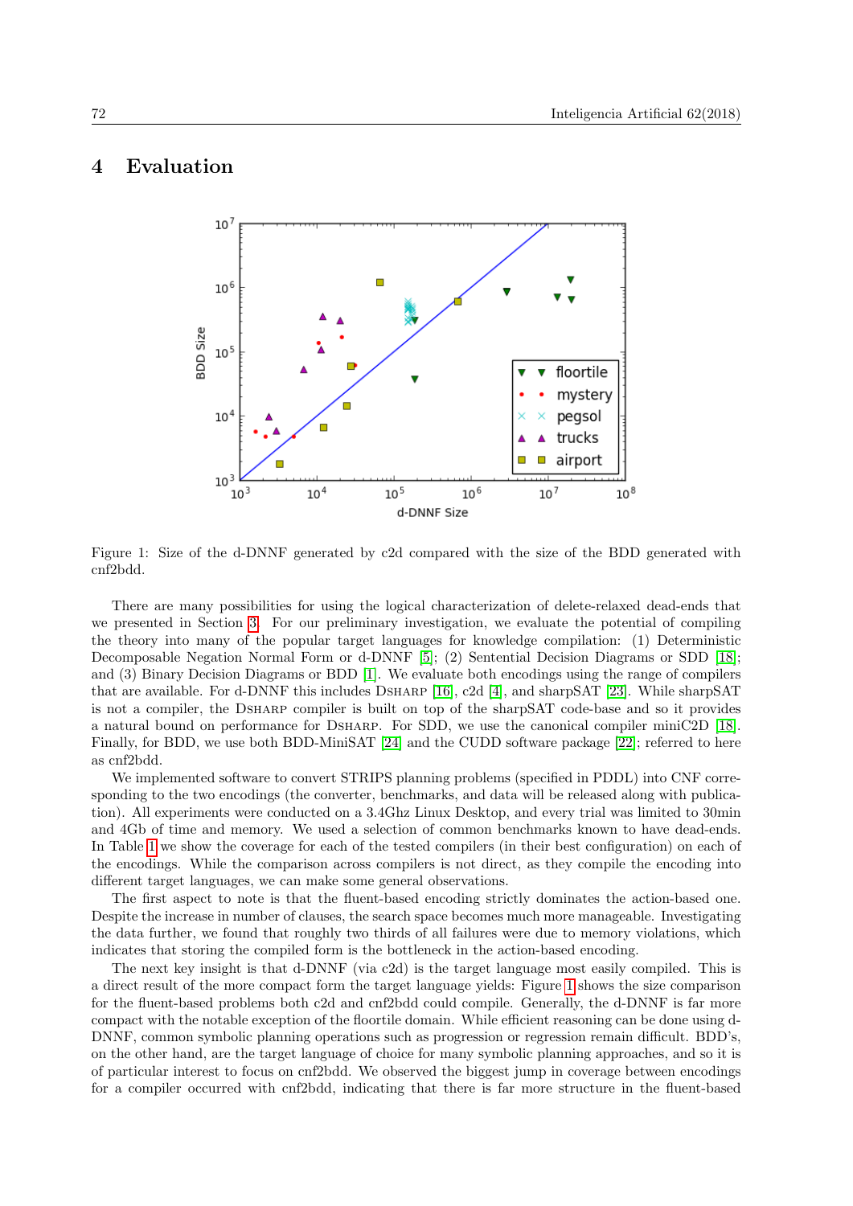## 4 Evaluation

Figure 1: Size of the d-DNNF generated by c2d compared with the size of the BDD generated with cnf2bdd.

There are many possibilities for using the logical characterization of delete-relaxed dead-ends that we presented in Section 3. For our preliminary investigation, we evaluate the potential of compiling the theory into many of the popular target languages for knowledge compilation: (1) Deterministic Decomposable Negation Normal Form or d-DNNF [5]; (2) Sentential Decision Diagrams or SDD [18]; and (3) Binary Decision Diagrams or BDD [1]. We evaluate both encodings using the range of compilers that are available. For d-DNNF this includes DSHARP [16], c2d [4], and sharpSAT [23]. While sharpSAT is not a compiler, the DSHARP compiler is built on top of the sharpSAT code-base and so it provides a natural bound on performance for DSHARP. For SDD, we use the canonical compiler miniC2D [18]. Finally, for BDD, we use both BDD-MiniSAT [24] and the CUDD software package [22]; referred to here as cnf2bdd.

We implemented software to convert STRIPS planning problems (specified in PDDL) into CNF corresponding to the two encodings (the converter, benchmarks, and data will be released along with publication). All experiments were conducted on a 3.4Ghz Linux Desktop, and every trial was limited to 30min and 4Gb of time and memory. We used a selection of common benchmarks known to have dead-ends. In Table 1 we show the coverage for each of the tested compilers (in their best configuration) on each of the encodings. While the comparison across compilers is not direct, as they compile the encoding into different target languages, we can make some general observations.

The first aspect to note is that the fluent-based encoding strictly dominates the action-based one. Despite the increase in number of clauses, the search space becomes much more manageable. Investigating the data further, we found that roughly two thirds of all failures were due to memory violations, which indicates that storing the compiled form is the bottleneck in the action-based encoding.

The next key insight is that d-DNNF (via c2d) is the target language most easily compiled. This is a direct result of the more compact form the target language yields: Figure 1 shows the size comparison for the fluent-based problems both c2d and cnf2bdd could compile. Generally, the d-DNNF is far more compact with the notable exception of the floortile domain. While efficient reasoning can be done using d-DNNF, common symbolic planning operations such as progression or regression remain difficult. BDD's, on the other hand, are the target language of choice for many symbolic planning approaches, and so it is of particular interest to focus on cnf2bdd. We observed the biggest jump in coverage between encodings for a compiler occurred with cnf2bdd, indicating that there is far more structure in the fluent-based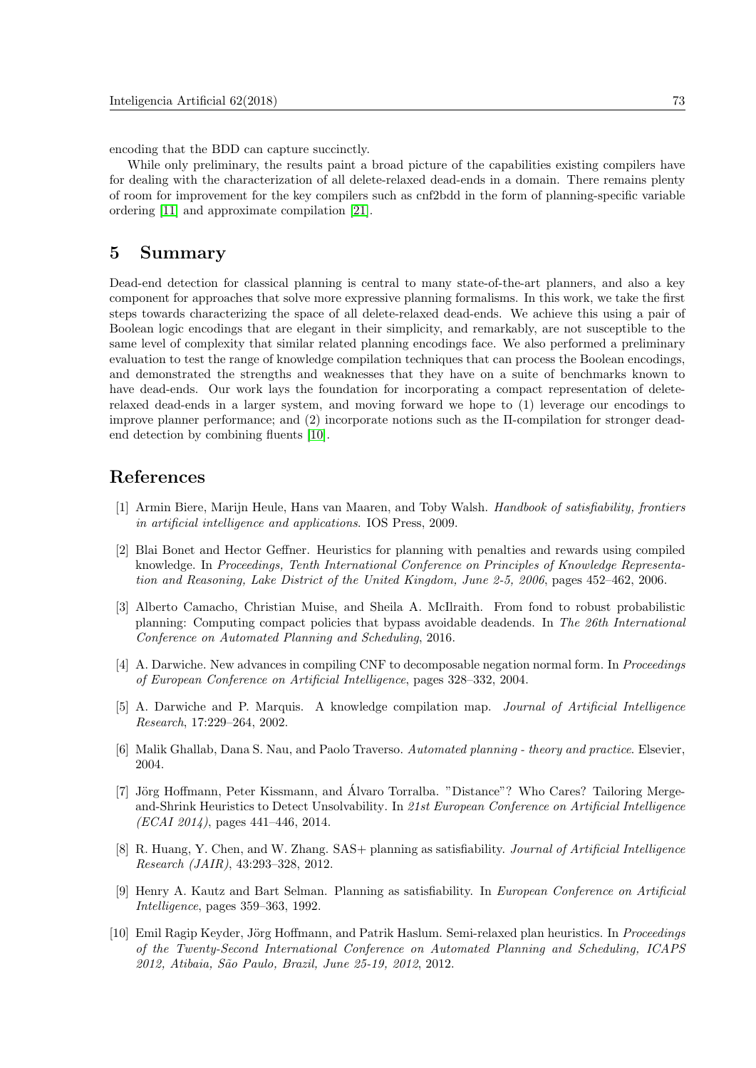encoding that the BDD can capture succinctly.

While only preliminary, the results paint a broad picture of the capabilities existing compilers have for dealing with the characterization of all delete-relaxed dead-ends in a domain. There remains plenty of room for improvement for the key compilers such as cnf2bdd in the form of planning-specific variable ordering [11] and approximate compilation [21].

## 5 Summary

Dead-end detection for classical planning is central to many state-of-the-art planners, and also a key component for approaches that solve more expressive planning formalisms. In this work, we take the first steps towards characterizing the space of all delete-relaxed dead-ends. We achieve this using a pair of Boolean logic encodings that are elegant in their simplicity, and remarkably, are not susceptible to the same level of complexity that similar related planning encodings face. We also performed a preliminary evaluation to test the range of knowledge compilation techniques that can process the Boolean encodings, and demonstrated the strengths and weaknesses that they have on a suite of benchmarks known to have dead-ends. Our work lays the foundation for incorporating a compact representation of delete-relaxed dead-ends in a larger system, and moving forward we hope to (1) leverage our encodings to improve planner performance; and (2) incorporate notions such as the Π-compilation for stronger dead-end detection by combining fluents [10].

## References

[1] Armin Biere, Marijn Heule, Hans van Maaren, and Toby Walsh. *Handbook of satisfiability, frontiers in artificial intelligence and applications*. IOS Press, 2009.

[2] Blai Bonet and Hector Geffner. Heuristics for planning with penalties and rewards using compiled knowledge. In *Proceedings, Tenth International Conference on Principles of Knowledge Representation and Reasoning, Lake District of the United Kingdom, June 2-5, 2006*, pages 452–462, 2006.

[3] Alberto Camacho, Christian Muise, and Sheila A. McIlraith. From fond to robust probabilistic planning: Computing compact policies that bypass avoidable deadends. In *The 26th International Conference on Automated Planning and Scheduling*, 2016.

[4] A. Darwiche. New advances in compiling CNF to decomposable negation normal form. In *Proceedings of European Conference on Artificial Intelligence*, pages 328–332, 2004.

[5] A. Darwiche and P. Marquis. A knowledge compilation map. *Journal of Artificial Intelligence Research*, 17:229–264, 2002.

[6] Malik Ghallab, Dana S. Nau, and Paolo Traverso. *Automated planning - theory and practice*. Elsevier, 2004.

[7] Jörg Hoffmann, Peter Kissmann, and Álvaro Torralba. "Distance"? Who Cares? Tailoring Merge-and-Shrink Heuristics to Detect Unsolvability. In *21st European Conference on Artificial Intelligence (ECAI 2014)*, pages 441–446, 2014.

[8] R. Huang, Y. Chen, and W. Zhang. SAS+ planning as satisfiability. *Journal of Artificial Intelligence Research (JAIR)*, 43:293–328, 2012.

[9] Henry A. Kautz and Bart Selman. Planning as satisfiability. In *European Conference on Artificial Intelligence*, pages 359–363, 1992.

[10] Emil Ragip Keyder, Jörg Hoffmann, and Patrik Haslum. Semi-relaxed plan heuristics. In *Proceedings of the Twenty-Second International Conference on Automated Planning and Scheduling, ICAPS 2012, Atibaia, São Paulo, Brazil, June 25-19, 2012*, 2012.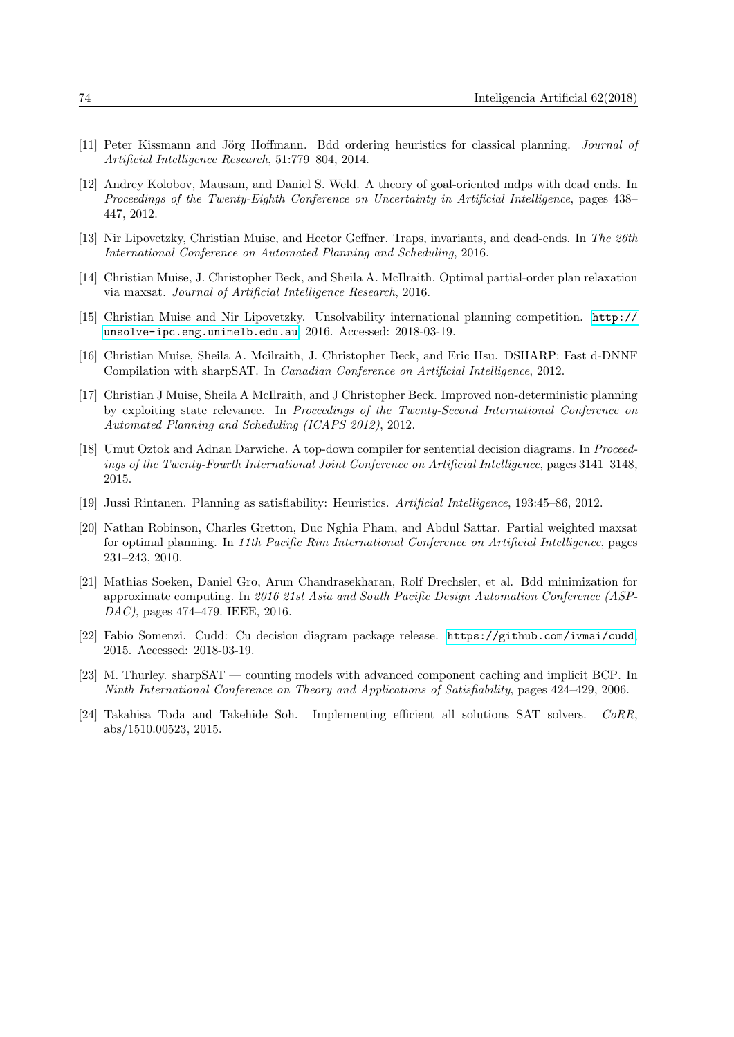[11] Peter Kissmann and Jörg Hoffmann. Bdd ordering heuristics for classical planning. *Journal of Artificial Intelligence Research*, 51:779–804, 2014.

[12] Andrey Kolobov, Mausam, and Daniel S. Weld. A theory of goal-oriented mdps with dead ends. In *Proceedings of the Twenty-Eighth Conference on Uncertainty in Artificial Intelligence*, pages 438–447, 2012.

[13] Nir Lipovetzky, Christian Muise, and Hector Geffner. Traps, invariants, and dead-ends. In *The 26th International Conference on Automated Planning and Scheduling*, 2016.

[14] Christian Muise, J. Christopher Beck, and Sheila A. McIlraith. Optimal partial-order plan relaxation via maxsat. *Journal of Artificial Intelligence Research*, 2016.

[15] Christian Muise and Nir Lipovetzky. Unsolvability international planning competition. http://unsolve-ipc.eng.unimelb.edu.au, 2016. Accessed: 2018-03-19.

[16] Christian Muise, Sheila A. Mcilraith, J. Christopher Beck, and Eric Hsu. DSHARP: Fast d-DNNF Compilation with sharpSAT. In *Canadian Conference on Artificial Intelligence*, 2012.

[17] Christian J Muise, Sheila A McIlraith, and J Christopher Beck. Improved non-deterministic planning by exploiting state relevance. In *Proceedings of the Twenty-Second International Conference on Automated Planning and Scheduling (ICAPS 2012)*, 2012.

[18] Umut Oztok and Adnan Darwiche. A top-down compiler for sentential decision diagrams. In *Proceedings of the Twenty-Fourth International Joint Conference on Artificial Intelligence*, pages 3141–3148, 2015.

[19] Jussi Rintanen. Planning as satisfiability: Heuristics. *Artificial Intelligence*, 193:45–86, 2012.

[20] Nathan Robinson, Charles Gretton, Duc Nghia Pham, and Abdul Sattar. Partial weighted maxsat for optimal planning. In *11th Pacific Rim International Conference on Artificial Intelligence*, pages 231–243, 2010.

[21] Mathias Soeken, Daniel Gro, Arun Chandrasekharan, Rolf Drechsler, et al. Bdd minimization for approximate computing. In *2016 21st Asia and South Pacific Design Automation Conference (ASP-DAC)*, pages 474–479. IEEE, 2016.

[22] Fabio Somenzi. Cudd: Cu decision diagram package release. https://github.com/ivmai/cudd, 2015. Accessed: 2018-03-19.

[23] M. Thurley. sharpSAT — counting models with advanced component caching and implicit BCP. In *Ninth International Conference on Theory and Applications of Satisfiability*, pages 424–429, 2006.

[24] Takahisa Toda and Takehide Soh. Implementing efficient all solutions SAT solvers. *CoRR*, abs/1510.00523, 2015.